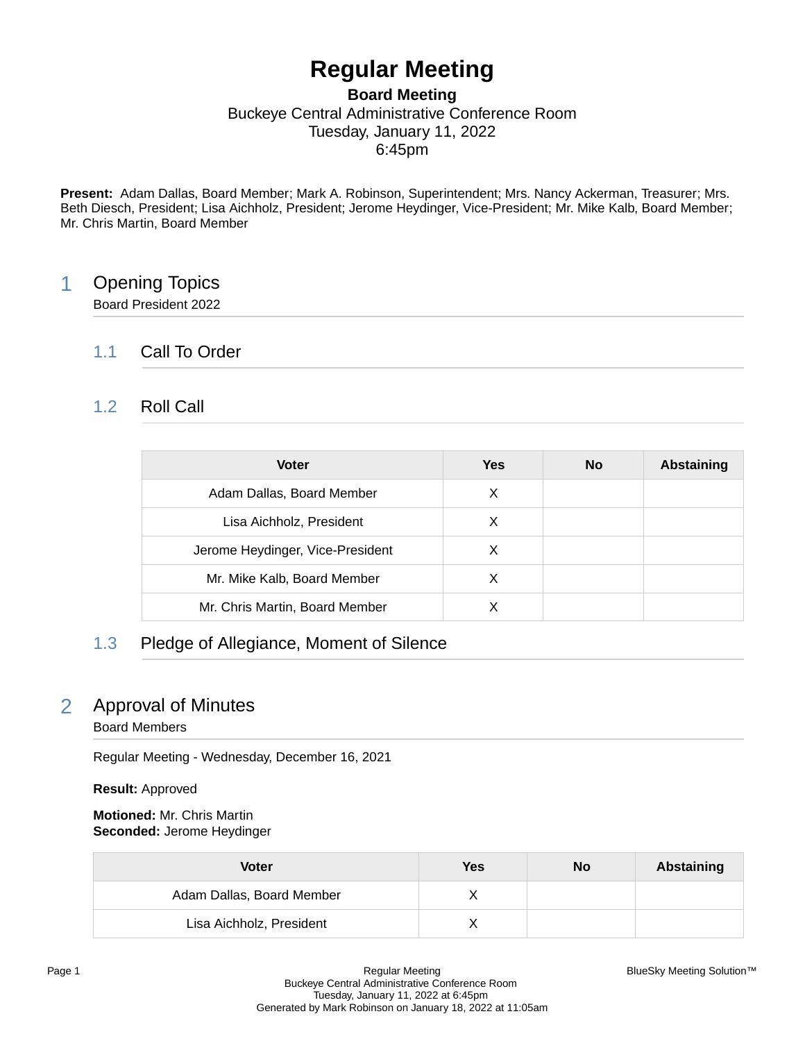# Regular Meeting

**Board Meeting**
Buckeye Central Administrative Conference Room
Tuesday, January 11, 2022
6:45pm

**Present:** Adam Dallas, Board Member; Mark A. Robinson, Superintendent; Mrs. Nancy Ackerman, Treasurer; Mrs. Beth Diesch, President; Lisa Aichholz, President; Jerome Heydinger, Vice-President; Mr. Mike Kalb, Board Member; Mr. Chris Martin, Board Member

## 1 Opening Topics

Board President 2022

### 1.1 Call To Order

### 1.2 Roll Call

| Voter | Yes | No | Abstaining |
|---|---|---|---|
| Adam Dallas, Board Member | X | | |
| Lisa Aichholz, President | X | | |
| Jerome Heydinger, Vice-President | X | | |
| Mr. Mike Kalb, Board Member | X | | |
| Mr. Chris Martin, Board Member | X | | |

### 1.3 Pledge of Allegiance, Moment of Silence

## 2 Approval of Minutes

Board Members

Regular Meeting - Wednesday, December 16, 2021

**Result:** Approved

**Motioned:** Mr. Chris Martin
**Seconded:** Jerome Heydinger

| Voter | Yes | No | Abstaining |
|---|---|---|---|
| Adam Dallas, Board Member | X | | |
| Lisa Aichholz, President | X | | |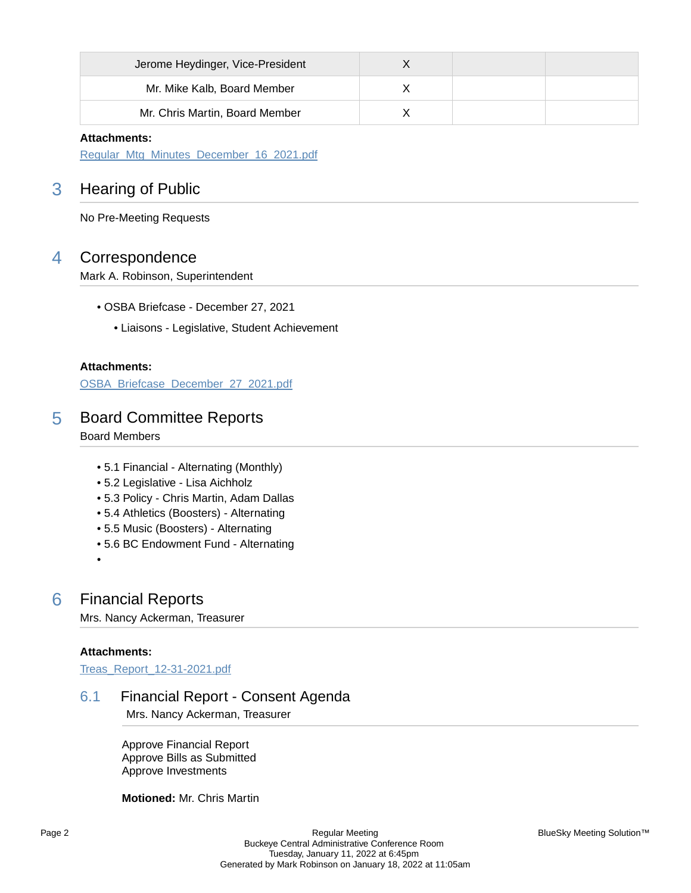| Jerome Heydinger, Vice-President | X | | |
|---|---|---|---|
| Mr. Mike Kalb, Board Member | X | | |
| Mr. Chris Martin, Board Member | X | | |

**Attachments:**

Regular_Mtg_Minutes_December_16_2021.pdf

## 3 Hearing of Public

No Pre-Meeting Requests

## 4 Correspondence

Mark A. Robinson, Superintendent

- OSBA Briefcase - December 27, 2021
  - Liaisons - Legislative, Student Achievement

**Attachments:**

OSBA_Briefcase_December_27_2021.pdf

## 5 Board Committee Reports

Board Members

- 5.1 Financial - Alternating (Monthly)
- 5.2 Legislative - Lisa Aichholz
- 5.3 Policy - Chris Martin, Adam Dallas
- 5.4 Athletics (Boosters) - Alternating
- 5.5 Music (Boosters) - Alternating
- 5.6 BC Endowment Fund - Alternating
- 

## 6 Financial Reports

Mrs. Nancy Ackerman, Treasurer

**Attachments:**

Treas_Report_12-31-2021.pdf

### 6.1 Financial Report - Consent Agenda

Mrs. Nancy Ackerman, Treasurer

Approve Financial Report
Approve Bills as Submitted
Approve Investments

**Motioned:** Mr. Chris Martin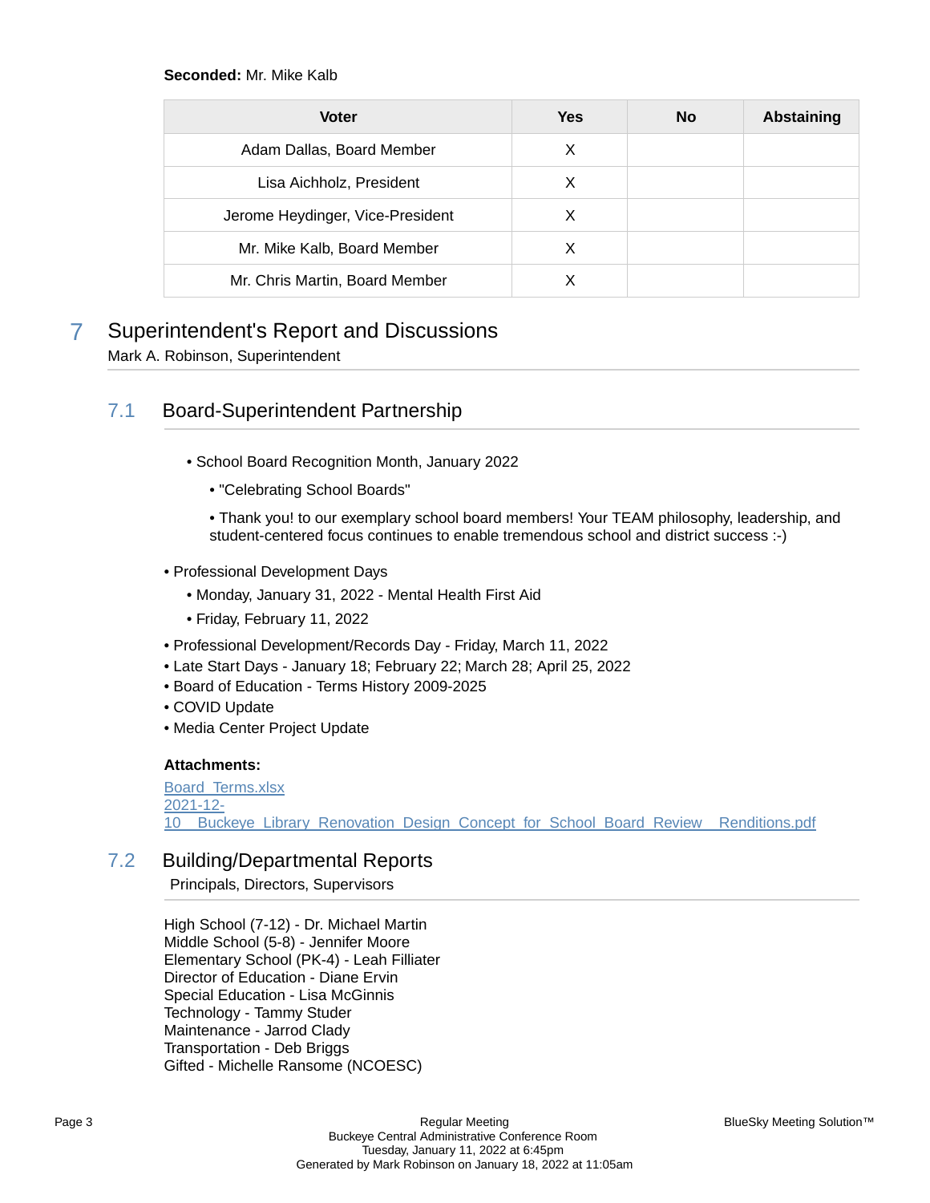**Seconded:** Mr. Mike Kalb

| Voter | Yes | No | Abstaining |
| --- | --- | --- | --- |
| Adam Dallas, Board Member | X | | |
| Lisa Aichholz, President | X | | |
| Jerome Heydinger, Vice-President | X | | |
| Mr. Mike Kalb, Board Member | X | | |
| Mr. Chris Martin, Board Member | X | | |

# 7 Superintendent's Report and Discussions

Mark A. Robinson, Superintendent

## 7.1 Board-Superintendent Partnership

- School Board Recognition Month, January 2022
  - "Celebrating School Boards"
  - Thank you! to our exemplary school board members! Your TEAM philosophy, leadership, and student-centered focus continues to enable tremendous school and district success :-)
- Professional Development Days
  - Monday, January 31, 2022 - Mental Health First Aid
  - Friday, February 11, 2022
- Professional Development/Records Day - Friday, March 11, 2022
- Late Start Days - January 18; February 22; March 28; April 25, 2022
- Board of Education - Terms History 2009-2025
- COVID Update
- Media Center Project Update

**Attachments:**

Board_Terms.xlsx
2021-12-10__Buckeye_Library_Renovation_Design_Concept_for_School_Board_Review__Renditions.pdf

## 7.2 Building/Departmental Reports

Principals, Directors, Supervisors

High School (7-12) - Dr. Michael Martin
Middle School (5-8) - Jennifer Moore
Elementary School (PK-4) - Leah Filliater
Director of Education - Diane Ervin
Special Education - Lisa McGinnis
Technology - Tammy Studer
Maintenance - Jarrod Clady
Transportation - Deb Briggs
Gifted - Michelle Ransome (NCOESC)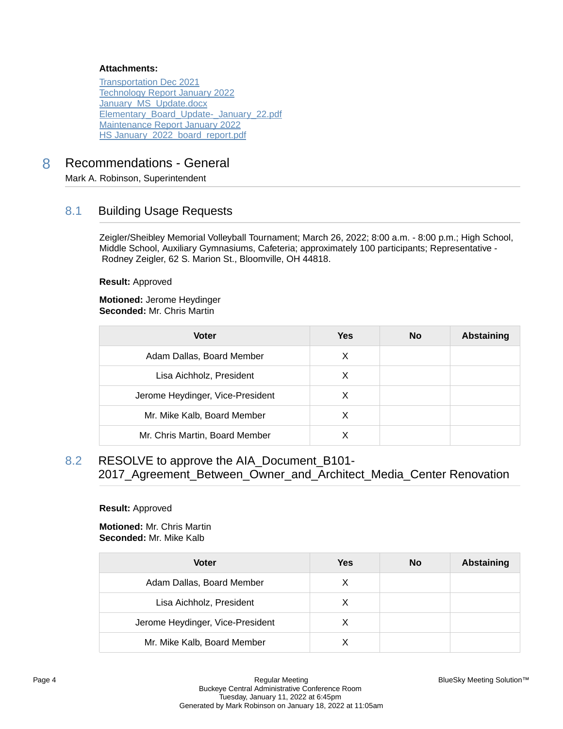**Attachments:**

Transportation Dec 2021
Technology Report January 2022
January_MS_Update.docx
Elementary_Board_Update-_January_22.pdf
Maintenance Report January 2022
HS January_2022_board_report.pdf

# 8 Recommendations - General

Mark A. Robinson, Superintendent

## 8.1 Building Usage Requests

Zeigler/Sheibley Memorial Volleyball Tournament; March 26, 2022; 8:00 a.m. - 8:00 p.m.; High School, Middle School, Auxiliary Gymnasiums, Cafeteria; approximately 100 participants; Representative - Rodney Zeigler, 62 S. Marion St., Bloomville, OH 44818.

**Result:** Approved

**Motioned:** Jerome Heydinger
**Seconded:** Mr. Chris Martin

| Voter | Yes | No | Abstaining |
|---|---|---|---|
| Adam Dallas, Board Member | X | | |
| Lisa Aichholz, President | X | | |
| Jerome Heydinger, Vice-President | X | | |
| Mr. Mike Kalb, Board Member | X | | |
| Mr. Chris Martin, Board Member | X | | |

## 8.2 RESOLVE to approve the AIA_Document_B101-2017_Agreement_Between_Owner_and_Architect_Media_Center Renovation

**Result:** Approved

**Motioned:** Mr. Chris Martin
**Seconded:** Mr. Mike Kalb

| Voter | Yes | No | Abstaining |
|---|---|---|---|
| Adam Dallas, Board Member | X | | |
| Lisa Aichholz, President | X | | |
| Jerome Heydinger, Vice-President | X | | |
| Mr. Mike Kalb, Board Member | X | | |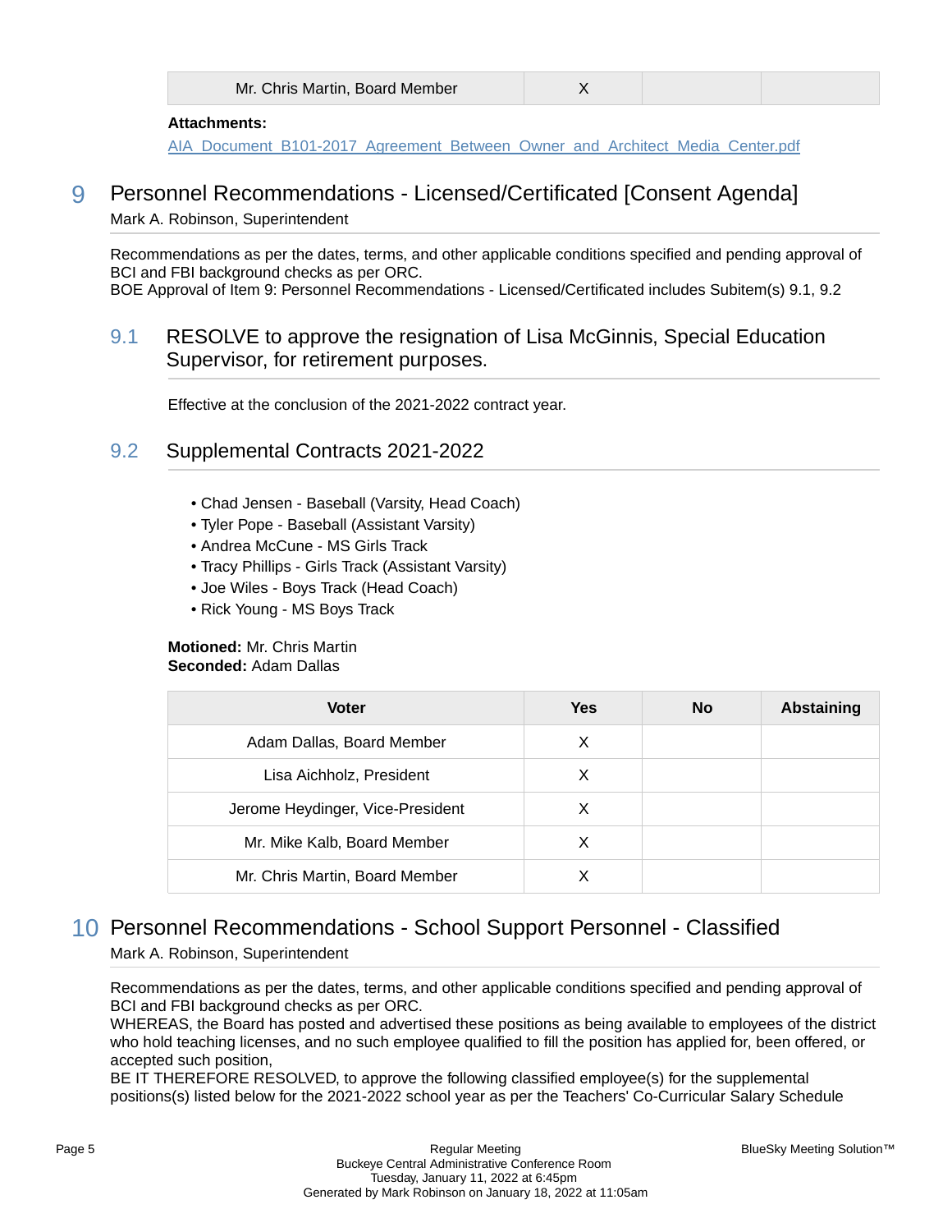| Mr. Chris Martin, Board Member | X | | |
|---|---|---|---|

**Attachments:**
AIA_Document_B101-2017_Agreement_Between_Owner_and_Architect_Media_Center.pdf

## 9 Personnel Recommendations - Licensed/Certificated [Consent Agenda]

Mark A. Robinson, Superintendent

Recommendations as per the dates, terms, and other applicable conditions specified and pending approval of BCI and FBI background checks as per ORC.
BOE Approval of Item 9: Personnel Recommendations - Licensed/Certificated includes Subitem(s) 9.1, 9.2

### 9.1 RESOLVE to approve the resignation of Lisa McGinnis, Special Education Supervisor, for retirement purposes.

Effective at the conclusion of the 2021-2022 contract year.

### 9.2 Supplemental Contracts 2021-2022

- Chad Jensen - Baseball (Varsity, Head Coach)
- Tyler Pope - Baseball (Assistant Varsity)
- Andrea McCune - MS Girls Track
- Tracy Phillips - Girls Track (Assistant Varsity)
- Joe Wiles - Boys Track (Head Coach)
- Rick Young - MS Boys Track

**Motioned:** Mr. Chris Martin
**Seconded:** Adam Dallas

| Voter | Yes | No | Abstaining |
|---|---|---|---|
| Adam Dallas, Board Member | X | | |
| Lisa Aichholz, President | X | | |
| Jerome Heydinger, Vice-President | X | | |
| Mr. Mike Kalb, Board Member | X | | |
| Mr. Chris Martin, Board Member | X | | |

## 10 Personnel Recommendations - School Support Personnel - Classified

Mark A. Robinson, Superintendent

Recommendations as per the dates, terms, and other applicable conditions specified and pending approval of BCI and FBI background checks as per ORC.
WHEREAS, the Board has posted and advertised these positions as being available to employees of the district who hold teaching licenses, and no such employee qualified to fill the position has applied for, been offered, or accepted such position,
BE IT THEREFORE RESOLVED, to approve the following classified employee(s) for the supplemental positions(s) listed below for the 2021-2022 school year as per the Teachers' Co-Curricular Salary Schedule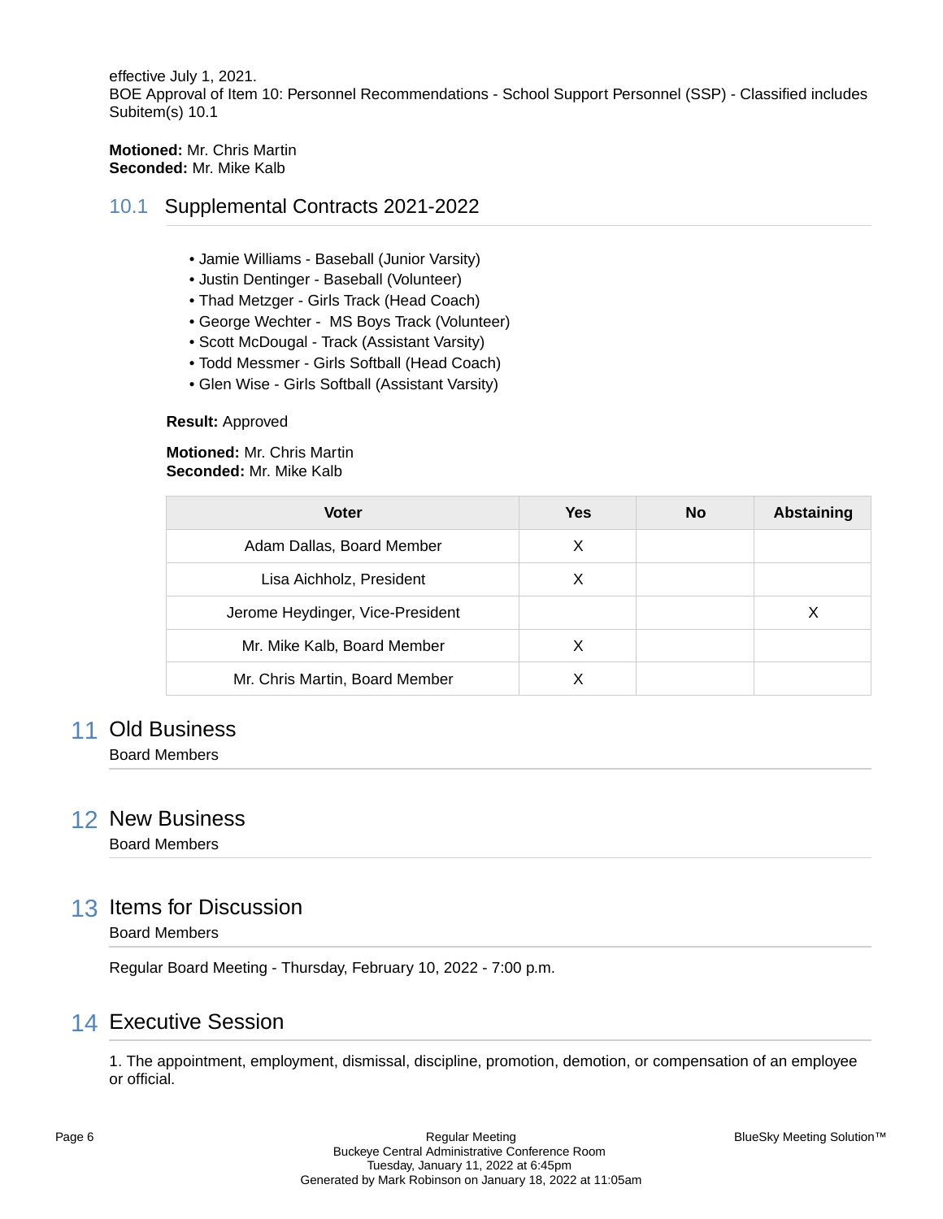effective July 1, 2021.
BOE Approval of Item 10: Personnel Recommendations - School Support Personnel (SSP) - Classified includes Subitem(s) 10.1

**Motioned:** Mr. Chris Martin
**Seconded:** Mr. Mike Kalb

### 10.1 Supplemental Contracts 2021-2022

- Jamie Williams - Baseball (Junior Varsity)
- Justin Dentinger - Baseball (Volunteer)
- Thad Metzger - Girls Track (Head Coach)
- George Wechter - MS Boys Track (Volunteer)
- Scott McDougal - Track (Assistant Varsity)
- Todd Messmer - Girls Softball (Head Coach)
- Glen Wise - Girls Softball (Assistant Varsity)

**Result:** Approved

**Motioned:** Mr. Chris Martin
**Seconded:** Mr. Mike Kalb

| Voter | Yes | No | Abstaining |
| --- | --- | --- | --- |
| Adam Dallas, Board Member | X | | |
| Lisa Aichholz, President | X | | |
| Jerome Heydinger, Vice-President | | | X |
| Mr. Mike Kalb, Board Member | X | | |
| Mr. Chris Martin, Board Member | X | | |

## 11 Old Business

Board Members

## 12 New Business

Board Members

## 13 Items for Discussion

Board Members

Regular Board Meeting - Thursday, February 10, 2022 - 7:00 p.m.

## 14 Executive Session

1. The appointment, employment, dismissal, discipline, promotion, demotion, or compensation of an employee or official.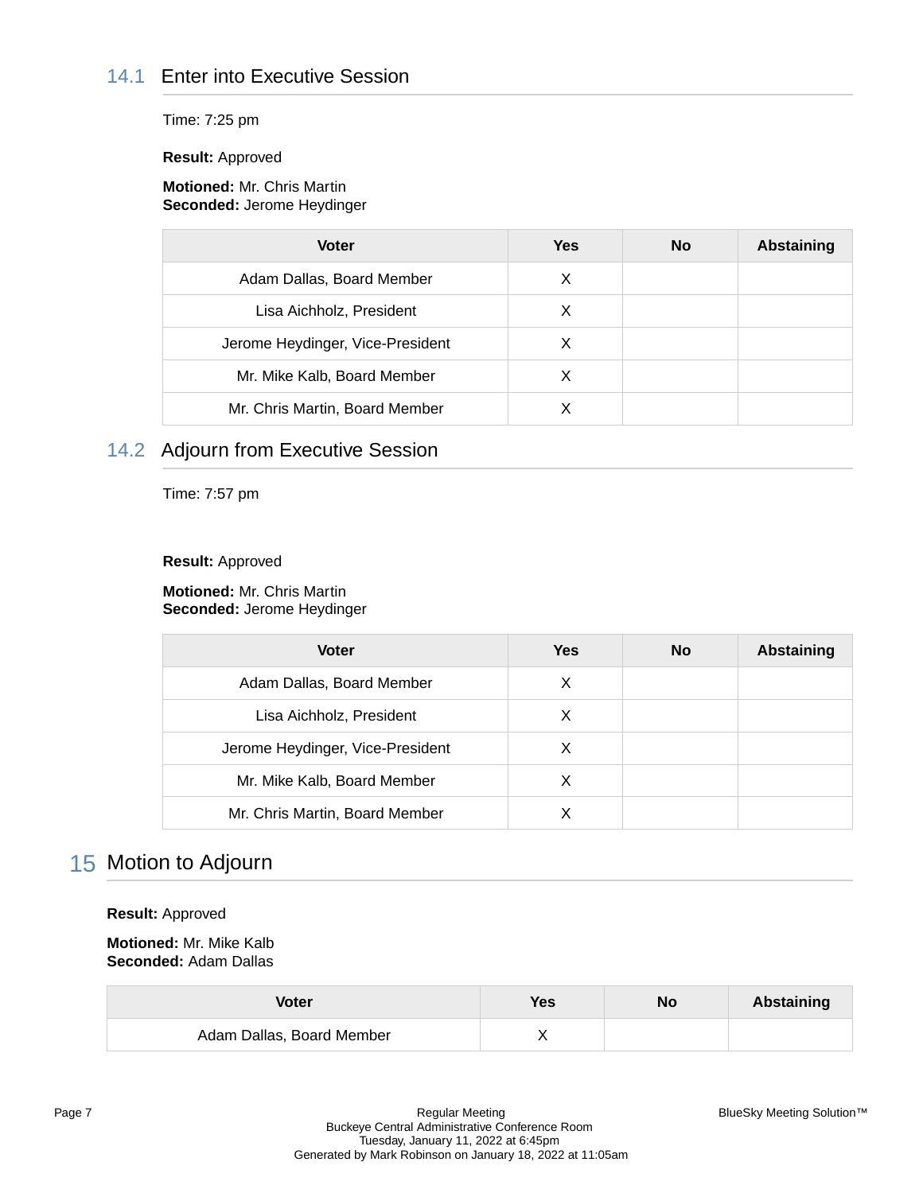### 14.1 Enter into Executive Session

Time: 7:25 pm

**Result:** Approved

**Motioned:** Mr. Chris Martin
**Seconded:** Jerome Heydinger

| Voter | Yes | No | Abstaining |
|---|---|---|---|
| Adam Dallas, Board Member | X | | |
| Lisa Aichholz, President | X | | |
| Jerome Heydinger, Vice-President | X | | |
| Mr. Mike Kalb, Board Member | X | | |
| Mr. Chris Martin, Board Member | X | | |

### 14.2 Adjourn from Executive Session

Time: 7:57 pm

**Result:** Approved

**Motioned:** Mr. Chris Martin
**Seconded:** Jerome Heydinger

| Voter | Yes | No | Abstaining |
|---|---|---|---|
| Adam Dallas, Board Member | X | | |
| Lisa Aichholz, President | X | | |
| Jerome Heydinger, Vice-President | X | | |
| Mr. Mike Kalb, Board Member | X | | |
| Mr. Chris Martin, Board Member | X | | |

## 15 Motion to Adjourn

**Result:** Approved

**Motioned:** Mr. Mike Kalb
**Seconded:** Adam Dallas

| Voter | Yes | No | Abstaining |
|---|---|---|---|
| Adam Dallas, Board Member | X | | |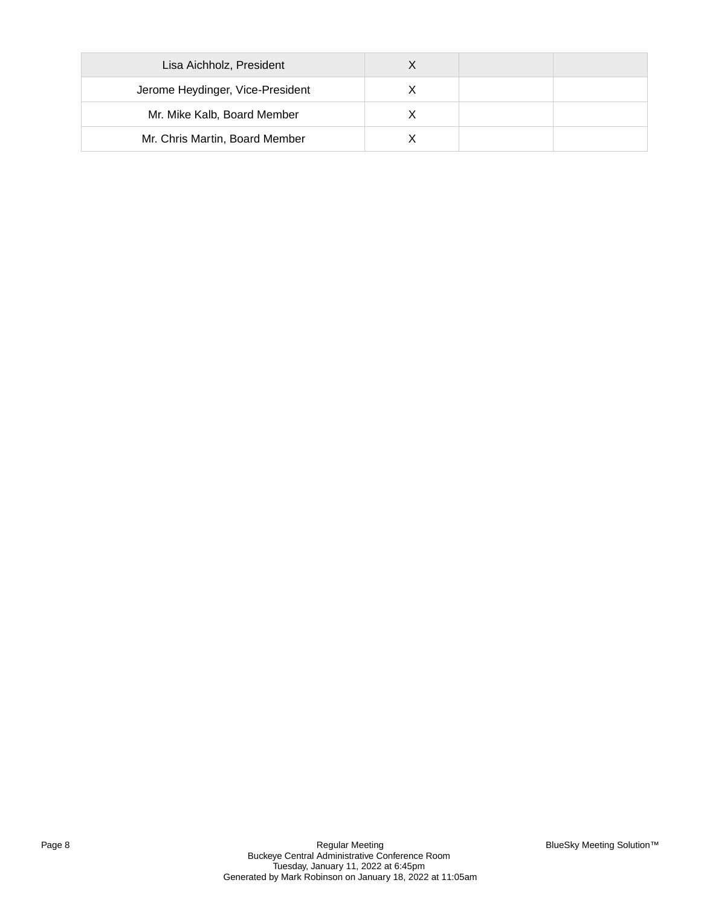| | | | |
|---|---|---|---|
| Lisa Aichholz, President | X | | |
| Jerome Heydinger, Vice-President | X | | |
| Mr. Mike Kalb, Board Member | X | | |
| Mr. Chris Martin, Board Member | X | | |